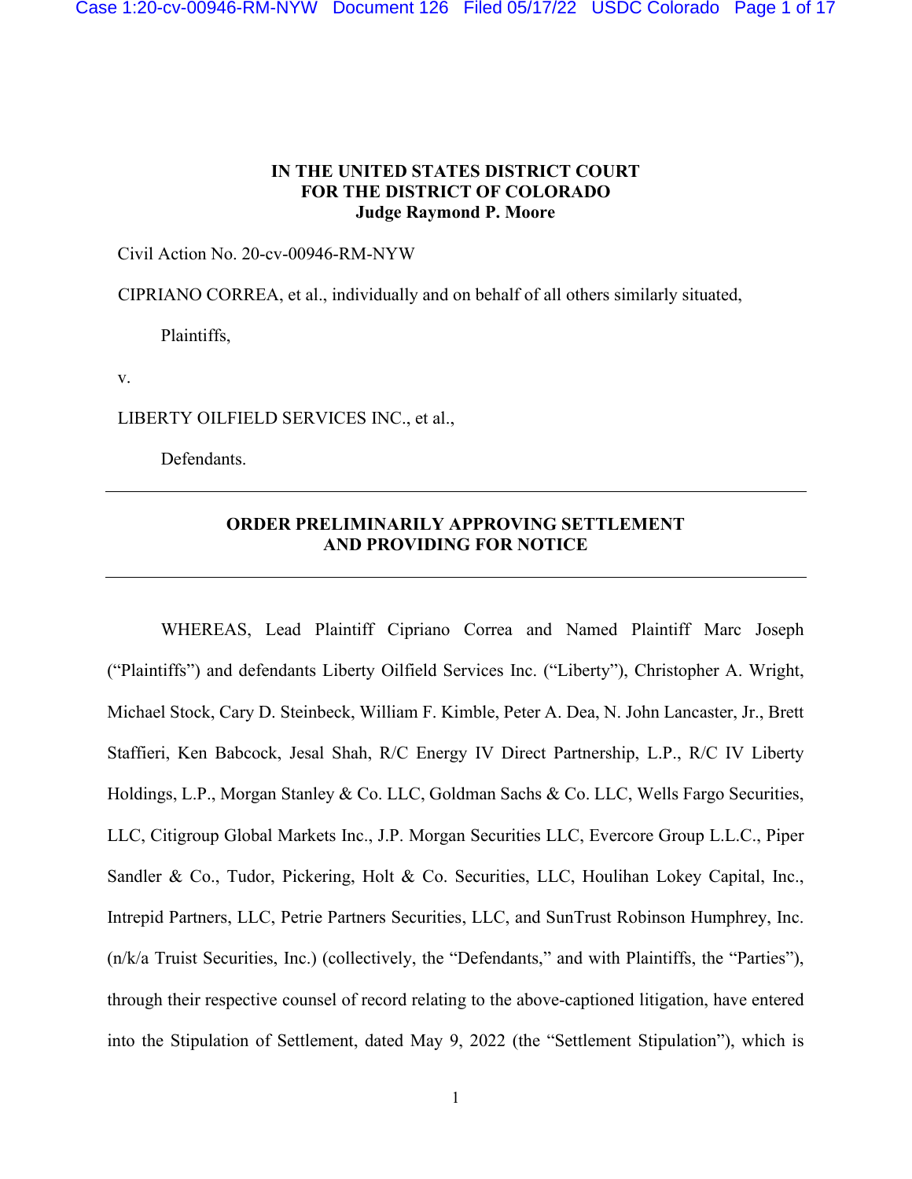**IN THE UNITED STATES DISTRICT COURT**
**FOR THE DISTRICT OF COLORADO**
**Judge Raymond P. Moore**

Civil Action No. 20-cv-00946-RM-NYW

CIPRIANO CORREA, et al., individually and on behalf of all others similarly situated,

Plaintiffs,

v.

LIBERTY OILFIELD SERVICES INC., et al.,

Defendants.

---

**ORDER PRELIMINARILY APPROVING SETTLEMENT AND PROVIDING FOR NOTICE**

---

WHEREAS, Lead Plaintiff Cipriano Correa and Named Plaintiff Marc Joseph ("Plaintiffs") and defendants Liberty Oilfield Services Inc. ("Liberty"), Christopher A. Wright, Michael Stock, Cary D. Steinbeck, William F. Kimble, Peter A. Dea, N. John Lancaster, Jr., Brett Staffieri, Ken Babcock, Jesal Shah, R/C Energy IV Direct Partnership, L.P., R/C IV Liberty Holdings, L.P., Morgan Stanley & Co. LLC, Goldman Sachs & Co. LLC, Wells Fargo Securities, LLC, Citigroup Global Markets Inc., J.P. Morgan Securities LLC, Evercore Group L.L.C., Piper Sandler & Co., Tudor, Pickering, Holt & Co. Securities, LLC, Houlihan Lokey Capital, Inc., Intrepid Partners, LLC, Petrie Partners Securities, LLC, and SunTrust Robinson Humphrey, Inc. (n/k/a Truist Securities, Inc.) (collectively, the "Defendants," and with Plaintiffs, the "Parties"), through their respective counsel of record relating to the above-captioned litigation, have entered into the Stipulation of Settlement, dated May 9, 2022 (the "Settlement Stipulation"), which is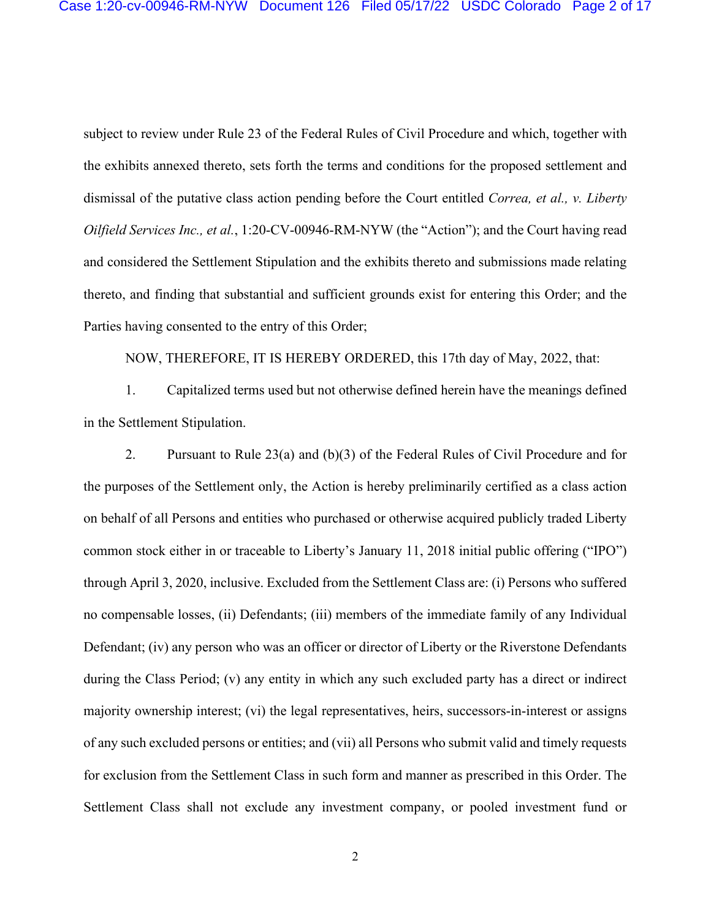subject to review under Rule 23 of the Federal Rules of Civil Procedure and which, together with the exhibits annexed thereto, sets forth the terms and conditions for the proposed settlement and dismissal of the putative class action pending before the Court entitled *Correa, et al., v. Liberty Oilfield Services Inc., et al.*, 1:20-CV-00946-RM-NYW (the "Action"); and the Court having read and considered the Settlement Stipulation and the exhibits thereto and submissions made relating thereto, and finding that substantial and sufficient grounds exist for entering this Order; and the Parties having consented to the entry of this Order;

NOW, THEREFORE, IT IS HEREBY ORDERED, this 17th day of May, 2022, that:

1. Capitalized terms used but not otherwise defined herein have the meanings defined in the Settlement Stipulation.

2. Pursuant to Rule 23(a) and (b)(3) of the Federal Rules of Civil Procedure and for the purposes of the Settlement only, the Action is hereby preliminarily certified as a class action on behalf of all Persons and entities who purchased or otherwise acquired publicly traded Liberty common stock either in or traceable to Liberty's January 11, 2018 initial public offering ("IPO") through April 3, 2020, inclusive. Excluded from the Settlement Class are: (i) Persons who suffered no compensable losses, (ii) Defendants; (iii) members of the immediate family of any Individual Defendant; (iv) any person who was an officer or director of Liberty or the Riverstone Defendants during the Class Period; (v) any entity in which any such excluded party has a direct or indirect majority ownership interest; (vi) the legal representatives, heirs, successors-in-interest or assigns of any such excluded persons or entities; and (vii) all Persons who submit valid and timely requests for exclusion from the Settlement Class in such form and manner as prescribed in this Order. The Settlement Class shall not exclude any investment company, or pooled investment fund or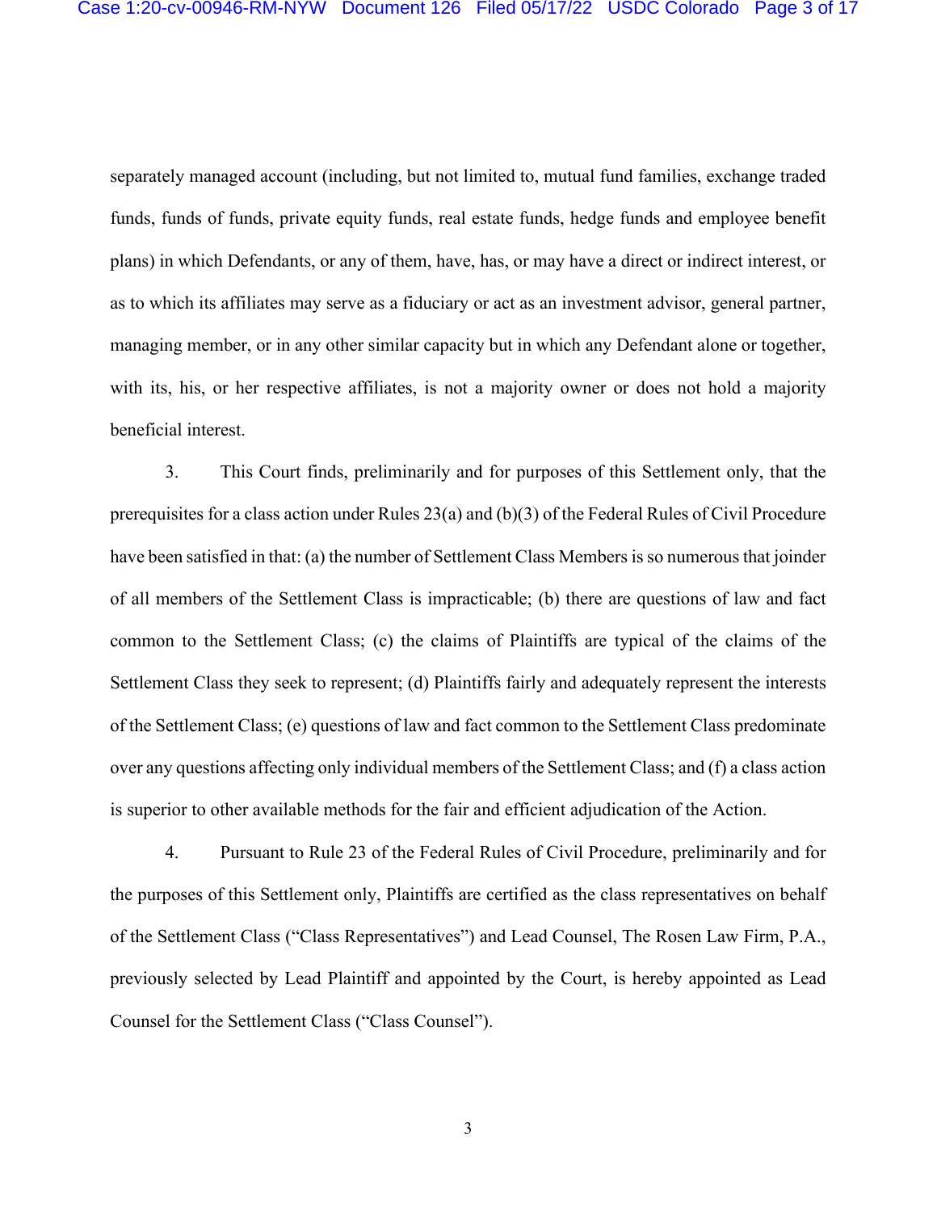separately managed account (including, but not limited to, mutual fund families, exchange traded funds, funds of funds, private equity funds, real estate funds, hedge funds and employee benefit plans) in which Defendants, or any of them, have, has, or may have a direct or indirect interest, or as to which its affiliates may serve as a fiduciary or act as an investment advisor, general partner, managing member, or in any other similar capacity but in which any Defendant alone or together, with its, his, or her respective affiliates, is not a majority owner or does not hold a majority beneficial interest.

3. This Court finds, preliminarily and for purposes of this Settlement only, that the prerequisites for a class action under Rules 23(a) and (b)(3) of the Federal Rules of Civil Procedure have been satisfied in that: (a) the number of Settlement Class Members is so numerous that joinder of all members of the Settlement Class is impracticable; (b) there are questions of law and fact common to the Settlement Class; (c) the claims of Plaintiffs are typical of the claims of the Settlement Class they seek to represent; (d) Plaintiffs fairly and adequately represent the interests of the Settlement Class; (e) questions of law and fact common to the Settlement Class predominate over any questions affecting only individual members of the Settlement Class; and (f) a class action is superior to other available methods for the fair and efficient adjudication of the Action.

4. Pursuant to Rule 23 of the Federal Rules of Civil Procedure, preliminarily and for the purposes of this Settlement only, Plaintiffs are certified as the class representatives on behalf of the Settlement Class ("Class Representatives") and Lead Counsel, The Rosen Law Firm, P.A., previously selected by Lead Plaintiff and appointed by the Court, is hereby appointed as Lead Counsel for the Settlement Class ("Class Counsel").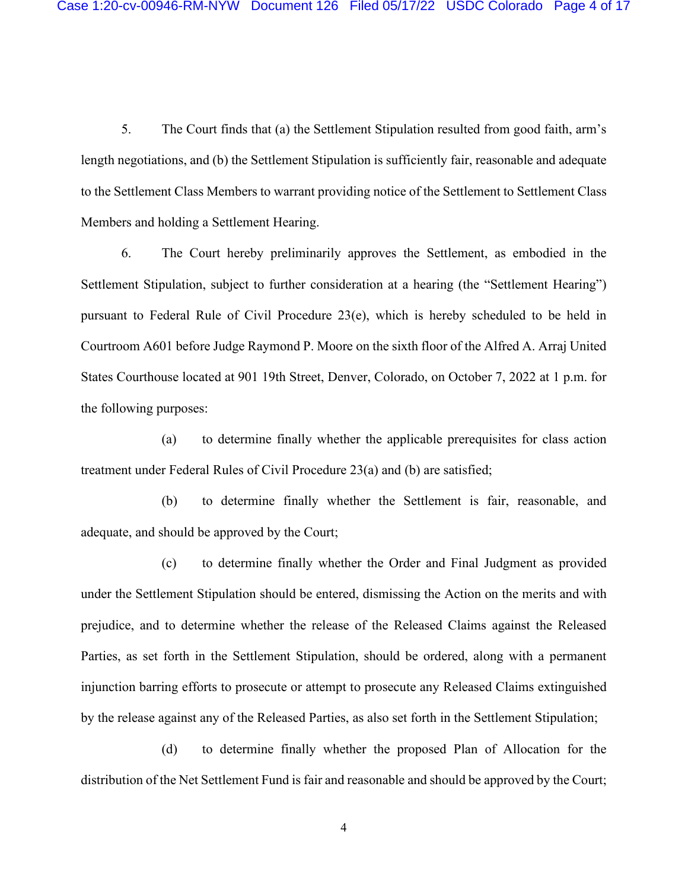5. The Court finds that (a) the Settlement Stipulation resulted from good faith, arm's length negotiations, and (b) the Settlement Stipulation is sufficiently fair, reasonable and adequate to the Settlement Class Members to warrant providing notice of the Settlement to Settlement Class Members and holding a Settlement Hearing.

6. The Court hereby preliminarily approves the Settlement, as embodied in the Settlement Stipulation, subject to further consideration at a hearing (the "Settlement Hearing") pursuant to Federal Rule of Civil Procedure 23(e), which is hereby scheduled to be held in Courtroom A601 before Judge Raymond P. Moore on the sixth floor of the Alfred A. Arraj United States Courthouse located at 901 19th Street, Denver, Colorado, on October 7, 2022 at 1 p.m. for the following purposes:

(a) to determine finally whether the applicable prerequisites for class action treatment under Federal Rules of Civil Procedure 23(a) and (b) are satisfied;

(b) to determine finally whether the Settlement is fair, reasonable, and adequate, and should be approved by the Court;

(c) to determine finally whether the Order and Final Judgment as provided under the Settlement Stipulation should be entered, dismissing the Action on the merits and with prejudice, and to determine whether the release of the Released Claims against the Released Parties, as set forth in the Settlement Stipulation, should be ordered, along with a permanent injunction barring efforts to prosecute or attempt to prosecute any Released Claims extinguished by the release against any of the Released Parties, as also set forth in the Settlement Stipulation;

(d) to determine finally whether the proposed Plan of Allocation for the distribution of the Net Settlement Fund is fair and reasonable and should be approved by the Court;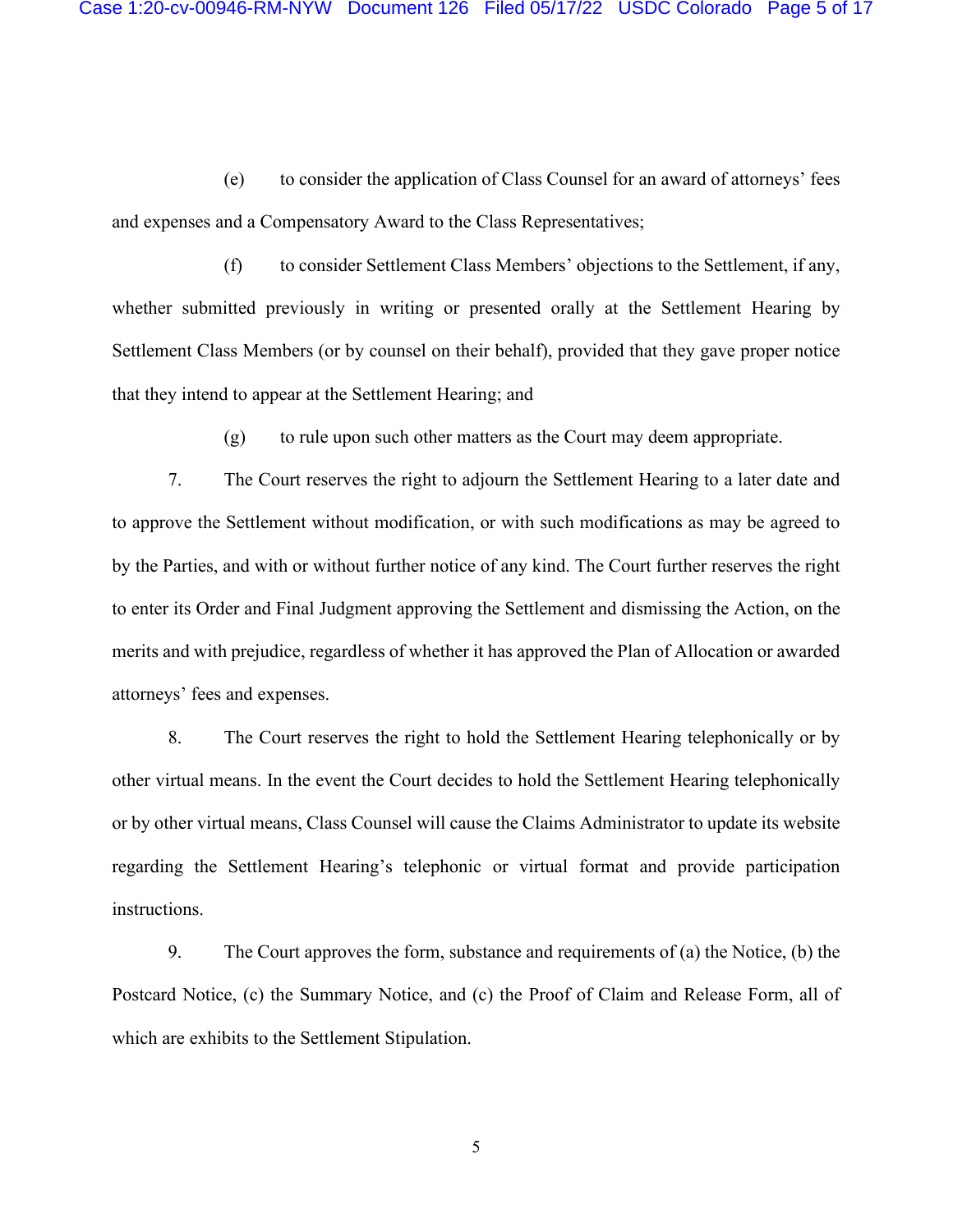(e) to consider the application of Class Counsel for an award of attorneys' fees and expenses and a Compensatory Award to the Class Representatives;

(f) to consider Settlement Class Members' objections to the Settlement, if any, whether submitted previously in writing or presented orally at the Settlement Hearing by Settlement Class Members (or by counsel on their behalf), provided that they gave proper notice that they intend to appear at the Settlement Hearing; and

(g) to rule upon such other matters as the Court may deem appropriate.

7. The Court reserves the right to adjourn the Settlement Hearing to a later date and to approve the Settlement without modification, or with such modifications as may be agreed to by the Parties, and with or without further notice of any kind. The Court further reserves the right to enter its Order and Final Judgment approving the Settlement and dismissing the Action, on the merits and with prejudice, regardless of whether it has approved the Plan of Allocation or awarded attorneys' fees and expenses.

8. The Court reserves the right to hold the Settlement Hearing telephonically or by other virtual means. In the event the Court decides to hold the Settlement Hearing telephonically or by other virtual means, Class Counsel will cause the Claims Administrator to update its website regarding the Settlement Hearing's telephonic or virtual format and provide participation instructions.

9. The Court approves the form, substance and requirements of (a) the Notice, (b) the Postcard Notice, (c) the Summary Notice, and (c) the Proof of Claim and Release Form, all of which are exhibits to the Settlement Stipulation.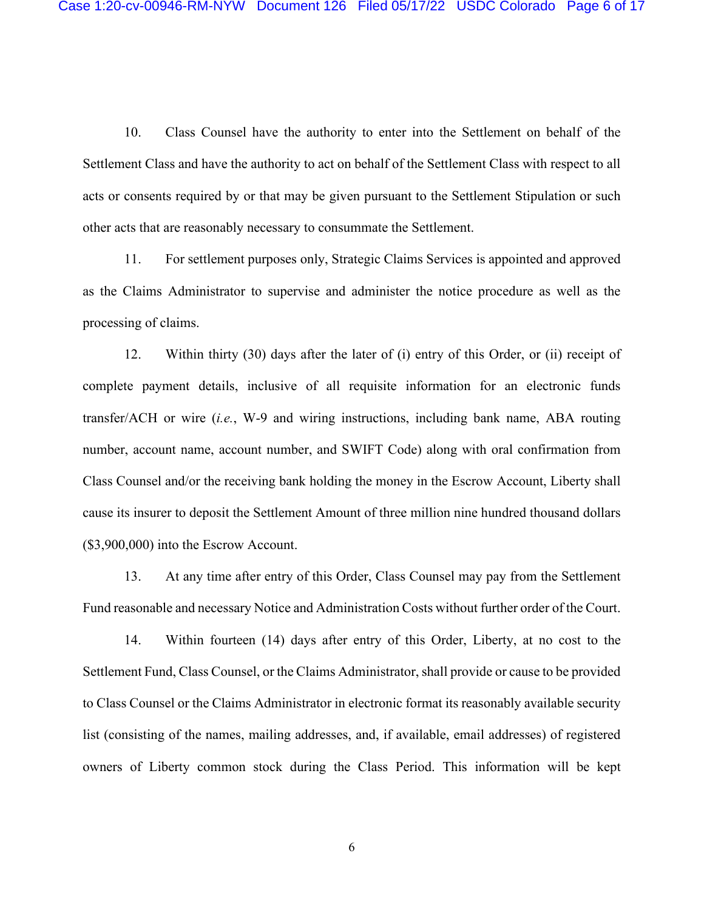10. Class Counsel have the authority to enter into the Settlement on behalf of the Settlement Class and have the authority to act on behalf of the Settlement Class with respect to all acts or consents required by or that may be given pursuant to the Settlement Stipulation or such other acts that are reasonably necessary to consummate the Settlement.

11. For settlement purposes only, Strategic Claims Services is appointed and approved as the Claims Administrator to supervise and administer the notice procedure as well as the processing of claims.

12. Within thirty (30) days after the later of (i) entry of this Order, or (ii) receipt of complete payment details, inclusive of all requisite information for an electronic funds transfer/ACH or wire (*i.e.*, W-9 and wiring instructions, including bank name, ABA routing number, account name, account number, and SWIFT Code) along with oral confirmation from Class Counsel and/or the receiving bank holding the money in the Escrow Account, Liberty shall cause its insurer to deposit the Settlement Amount of three million nine hundred thousand dollars ($3,900,000) into the Escrow Account.

13. At any time after entry of this Order, Class Counsel may pay from the Settlement Fund reasonable and necessary Notice and Administration Costs without further order of the Court.

14. Within fourteen (14) days after entry of this Order, Liberty, at no cost to the Settlement Fund, Class Counsel, or the Claims Administrator, shall provide or cause to be provided to Class Counsel or the Claims Administrator in electronic format its reasonably available security list (consisting of the names, mailing addresses, and, if available, email addresses) of registered owners of Liberty common stock during the Class Period. This information will be kept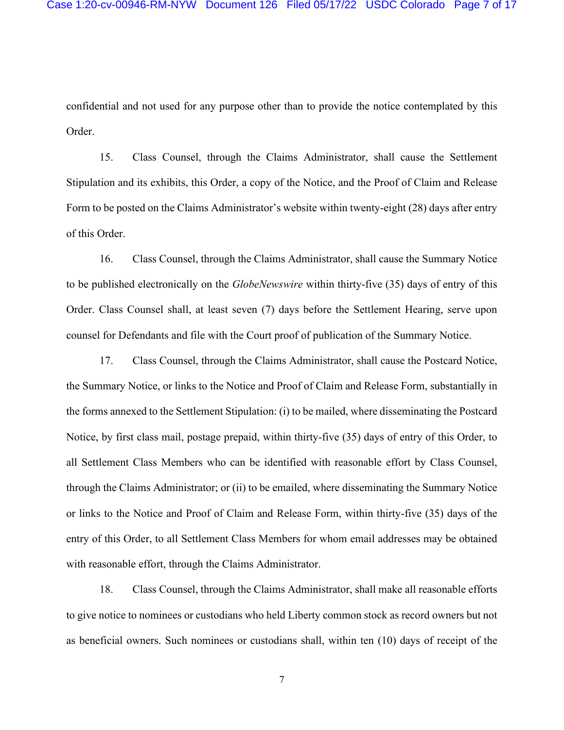confidential and not used for any purpose other than to provide the notice contemplated by this Order.

15. Class Counsel, through the Claims Administrator, shall cause the Settlement Stipulation and its exhibits, this Order, a copy of the Notice, and the Proof of Claim and Release Form to be posted on the Claims Administrator's website within twenty-eight (28) days after entry of this Order.

16. Class Counsel, through the Claims Administrator, shall cause the Summary Notice to be published electronically on the *GlobeNewswire* within thirty-five (35) days of entry of this Order. Class Counsel shall, at least seven (7) days before the Settlement Hearing, serve upon counsel for Defendants and file with the Court proof of publication of the Summary Notice.

17. Class Counsel, through the Claims Administrator, shall cause the Postcard Notice, the Summary Notice, or links to the Notice and Proof of Claim and Release Form, substantially in the forms annexed to the Settlement Stipulation: (i) to be mailed, where disseminating the Postcard Notice, by first class mail, postage prepaid, within thirty-five (35) days of entry of this Order, to all Settlement Class Members who can be identified with reasonable effort by Class Counsel, through the Claims Administrator; or (ii) to be emailed, where disseminating the Summary Notice or links to the Notice and Proof of Claim and Release Form, within thirty-five (35) days of the entry of this Order, to all Settlement Class Members for whom email addresses may be obtained with reasonable effort, through the Claims Administrator.

18. Class Counsel, through the Claims Administrator, shall make all reasonable efforts to give notice to nominees or custodians who held Liberty common stock as record owners but not as beneficial owners. Such nominees or custodians shall, within ten (10) days of receipt of the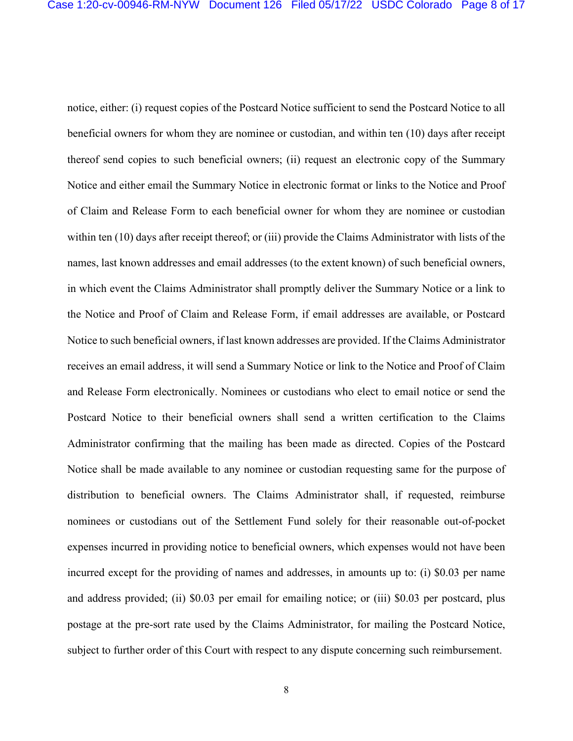notice, either: (i) request copies of the Postcard Notice sufficient to send the Postcard Notice to all beneficial owners for whom they are nominee or custodian, and within ten (10) days after receipt thereof send copies to such beneficial owners; (ii) request an electronic copy of the Summary Notice and either email the Summary Notice in electronic format or links to the Notice and Proof of Claim and Release Form to each beneficial owner for whom they are nominee or custodian within ten (10) days after receipt thereof; or (iii) provide the Claims Administrator with lists of the names, last known addresses and email addresses (to the extent known) of such beneficial owners, in which event the Claims Administrator shall promptly deliver the Summary Notice or a link to the Notice and Proof of Claim and Release Form, if email addresses are available, or Postcard Notice to such beneficial owners, if last known addresses are provided. If the Claims Administrator receives an email address, it will send a Summary Notice or link to the Notice and Proof of Claim and Release Form electronically. Nominees or custodians who elect to email notice or send the Postcard Notice to their beneficial owners shall send a written certification to the Claims Administrator confirming that the mailing has been made as directed. Copies of the Postcard Notice shall be made available to any nominee or custodian requesting same for the purpose of distribution to beneficial owners. The Claims Administrator shall, if requested, reimburse nominees or custodians out of the Settlement Fund solely for their reasonable out-of-pocket expenses incurred in providing notice to beneficial owners, which expenses would not have been incurred except for the providing of names and addresses, in amounts up to: (i) $0.03 per name and address provided; (ii) $0.03 per email for emailing notice; or (iii) $0.03 per postcard, plus postage at the pre-sort rate used by the Claims Administrator, for mailing the Postcard Notice, subject to further order of this Court with respect to any dispute concerning such reimbursement.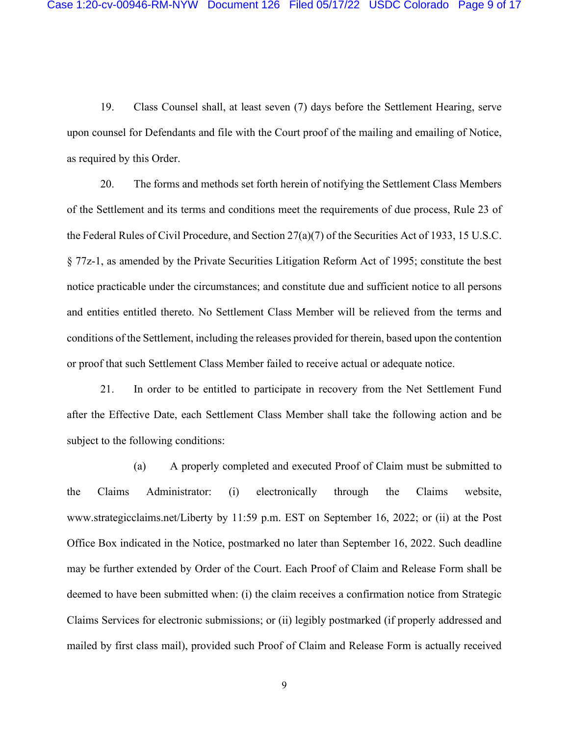19. Class Counsel shall, at least seven (7) days before the Settlement Hearing, serve upon counsel for Defendants and file with the Court proof of the mailing and emailing of Notice, as required by this Order.

20. The forms and methods set forth herein of notifying the Settlement Class Members of the Settlement and its terms and conditions meet the requirements of due process, Rule 23 of the Federal Rules of Civil Procedure, and Section 27(a)(7) of the Securities Act of 1933, 15 U.S.C. § 77z-1, as amended by the Private Securities Litigation Reform Act of 1995; constitute the best notice practicable under the circumstances; and constitute due and sufficient notice to all persons and entities entitled thereto. No Settlement Class Member will be relieved from the terms and conditions of the Settlement, including the releases provided for therein, based upon the contention or proof that such Settlement Class Member failed to receive actual or adequate notice.

21. In order to be entitled to participate in recovery from the Net Settlement Fund after the Effective Date, each Settlement Class Member shall take the following action and be subject to the following conditions:

(a) A properly completed and executed Proof of Claim must be submitted to the Claims Administrator: (i) electronically through the Claims website, www.strategicclaims.net/Liberty by 11:59 p.m. EST on September 16, 2022; or (ii) at the Post Office Box indicated in the Notice, postmarked no later than September 16, 2022. Such deadline may be further extended by Order of the Court. Each Proof of Claim and Release Form shall be deemed to have been submitted when: (i) the claim receives a confirmation notice from Strategic Claims Services for electronic submissions; or (ii) legibly postmarked (if properly addressed and mailed by first class mail), provided such Proof of Claim and Release Form is actually received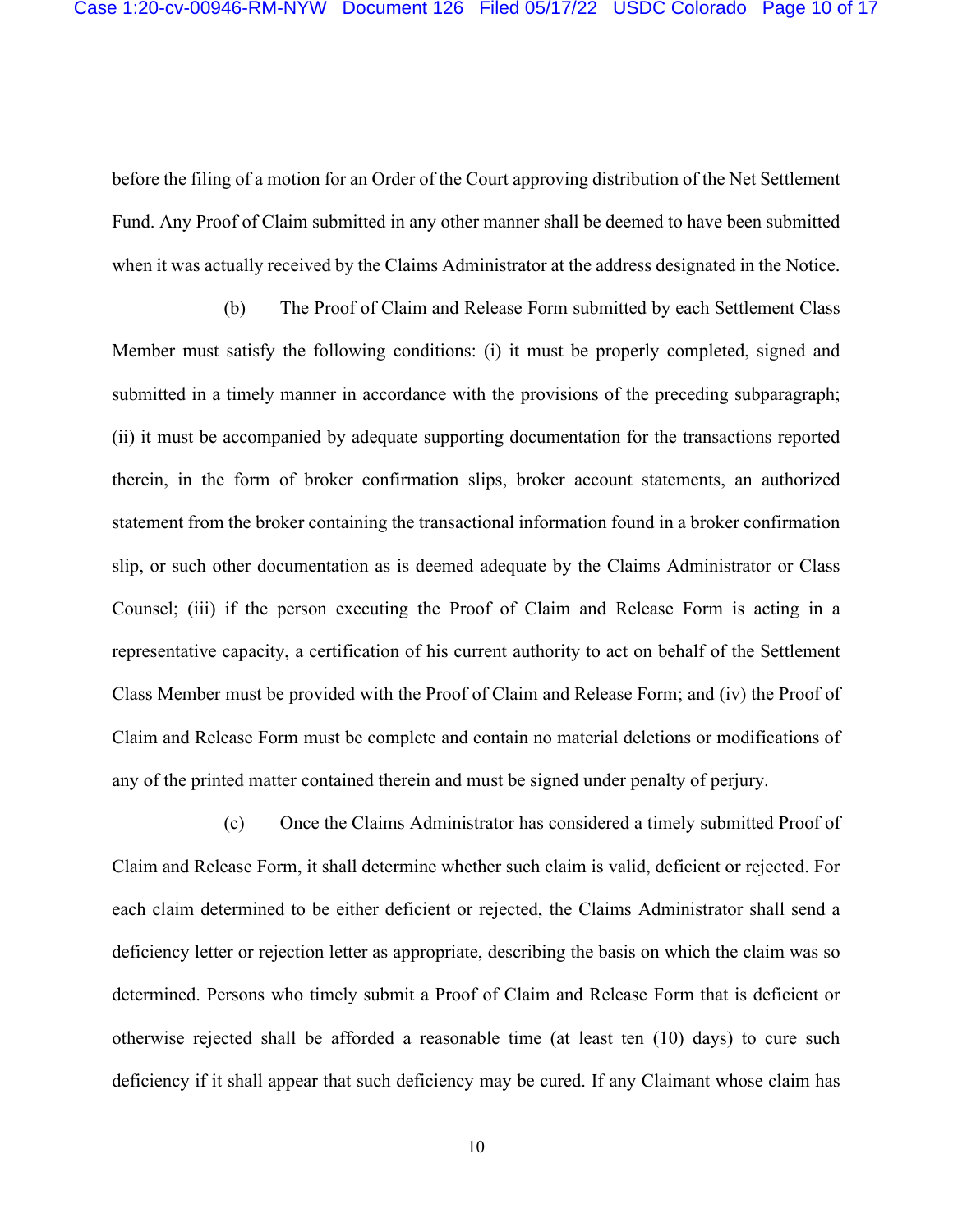before the filing of a motion for an Order of the Court approving distribution of the Net Settlement Fund. Any Proof of Claim submitted in any other manner shall be deemed to have been submitted when it was actually received by the Claims Administrator at the address designated in the Notice.

(b) The Proof of Claim and Release Form submitted by each Settlement Class Member must satisfy the following conditions: (i) it must be properly completed, signed and submitted in a timely manner in accordance with the provisions of the preceding subparagraph; (ii) it must be accompanied by adequate supporting documentation for the transactions reported therein, in the form of broker confirmation slips, broker account statements, an authorized statement from the broker containing the transactional information found in a broker confirmation slip, or such other documentation as is deemed adequate by the Claims Administrator or Class Counsel; (iii) if the person executing the Proof of Claim and Release Form is acting in a representative capacity, a certification of his current authority to act on behalf of the Settlement Class Member must be provided with the Proof of Claim and Release Form; and (iv) the Proof of Claim and Release Form must be complete and contain no material deletions or modifications of any of the printed matter contained therein and must be signed under penalty of perjury.

(c) Once the Claims Administrator has considered a timely submitted Proof of Claim and Release Form, it shall determine whether such claim is valid, deficient or rejected. For each claim determined to be either deficient or rejected, the Claims Administrator shall send a deficiency letter or rejection letter as appropriate, describing the basis on which the claim was so determined. Persons who timely submit a Proof of Claim and Release Form that is deficient or otherwise rejected shall be afforded a reasonable time (at least ten (10) days) to cure such deficiency if it shall appear that such deficiency may be cured. If any Claimant whose claim has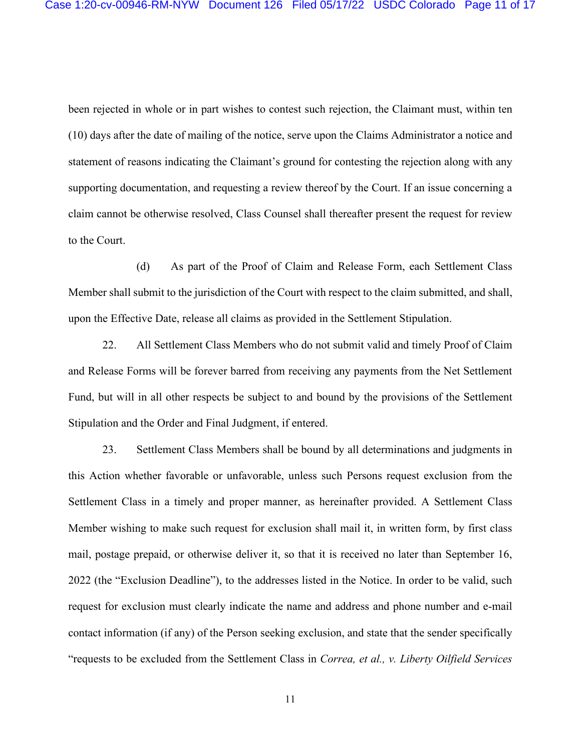been rejected in whole or in part wishes to contest such rejection, the Claimant must, within ten (10) days after the date of mailing of the notice, serve upon the Claims Administrator a notice and statement of reasons indicating the Claimant's ground for contesting the rejection along with any supporting documentation, and requesting a review thereof by the Court. If an issue concerning a claim cannot be otherwise resolved, Class Counsel shall thereafter present the request for review to the Court.

(d) As part of the Proof of Claim and Release Form, each Settlement Class Member shall submit to the jurisdiction of the Court with respect to the claim submitted, and shall, upon the Effective Date, release all claims as provided in the Settlement Stipulation.

22. All Settlement Class Members who do not submit valid and timely Proof of Claim and Release Forms will be forever barred from receiving any payments from the Net Settlement Fund, but will in all other respects be subject to and bound by the provisions of the Settlement Stipulation and the Order and Final Judgment, if entered.

23. Settlement Class Members shall be bound by all determinations and judgments in this Action whether favorable or unfavorable, unless such Persons request exclusion from the Settlement Class in a timely and proper manner, as hereinafter provided. A Settlement Class Member wishing to make such request for exclusion shall mail it, in written form, by first class mail, postage prepaid, or otherwise deliver it, so that it is received no later than September 16, 2022 (the "Exclusion Deadline"), to the addresses listed in the Notice. In order to be valid, such request for exclusion must clearly indicate the name and address and phone number and e-mail contact information (if any) of the Person seeking exclusion, and state that the sender specifically "requests to be excluded from the Settlement Class in *Correa, et al., v. Liberty Oilfield Services*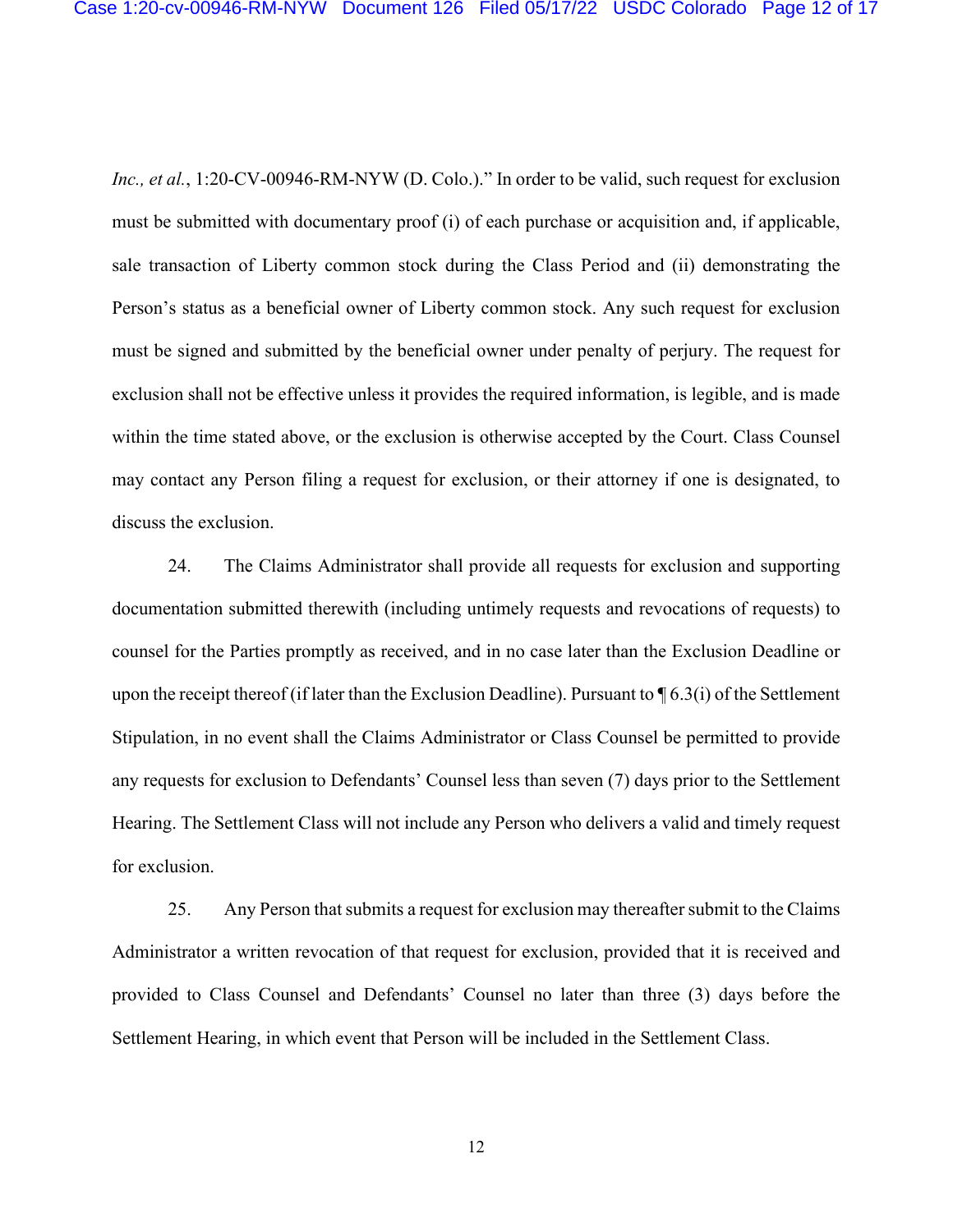*Inc., et al.*, 1:20-CV-00946-RM-NYW (D. Colo.)." In order to be valid, such request for exclusion must be submitted with documentary proof (i) of each purchase or acquisition and, if applicable, sale transaction of Liberty common stock during the Class Period and (ii) demonstrating the Person's status as a beneficial owner of Liberty common stock. Any such request for exclusion must be signed and submitted by the beneficial owner under penalty of perjury. The request for exclusion shall not be effective unless it provides the required information, is legible, and is made within the time stated above, or the exclusion is otherwise accepted by the Court. Class Counsel may contact any Person filing a request for exclusion, or their attorney if one is designated, to discuss the exclusion.

24. The Claims Administrator shall provide all requests for exclusion and supporting documentation submitted therewith (including untimely requests and revocations of requests) to counsel for the Parties promptly as received, and in no case later than the Exclusion Deadline or upon the receipt thereof (if later than the Exclusion Deadline). Pursuant to ¶ 6.3(i) of the Settlement Stipulation, in no event shall the Claims Administrator or Class Counsel be permitted to provide any requests for exclusion to Defendants' Counsel less than seven (7) days prior to the Settlement Hearing. The Settlement Class will not include any Person who delivers a valid and timely request for exclusion.

25. Any Person that submits a request for exclusion may thereafter submit to the Claims Administrator a written revocation of that request for exclusion, provided that it is received and provided to Class Counsel and Defendants' Counsel no later than three (3) days before the Settlement Hearing, in which event that Person will be included in the Settlement Class.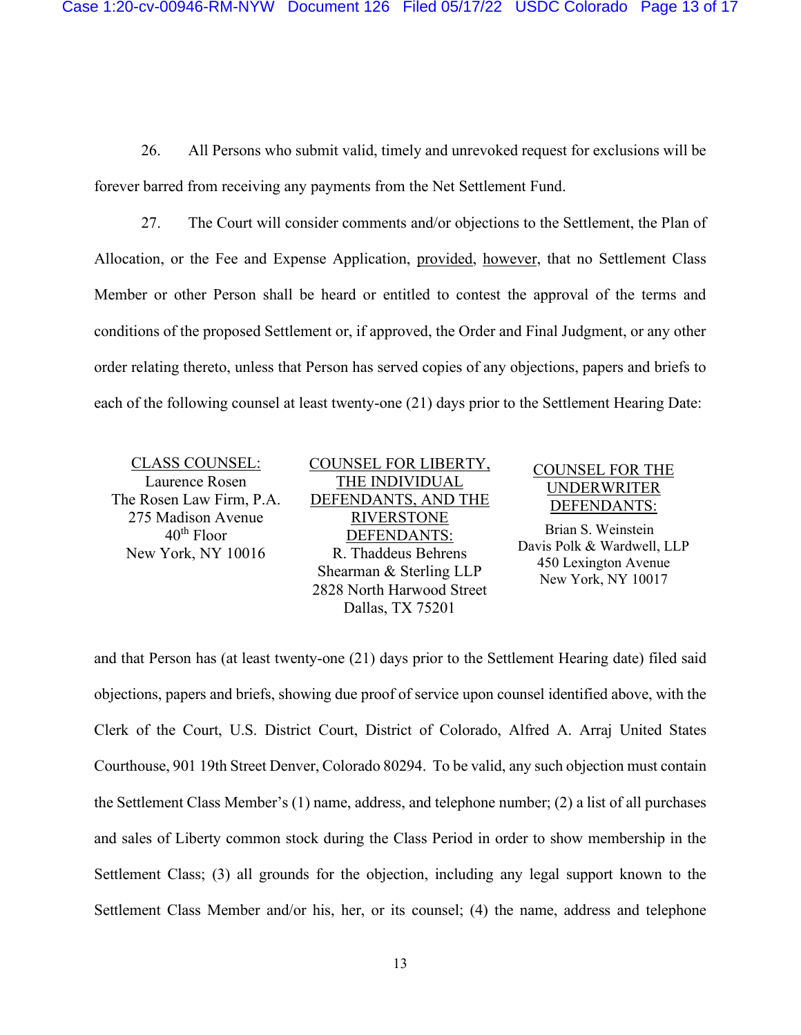26. All Persons who submit valid, timely and unrevoked request for exclusions will be forever barred from receiving any payments from the Net Settlement Fund.

27. The Court will consider comments and/or objections to the Settlement, the Plan of Allocation, or the Fee and Expense Application, provided, however, that no Settlement Class Member or other Person shall be heard or entitled to contest the approval of the terms and conditions of the proposed Settlement or, if approved, the Order and Final Judgment, or any other order relating thereto, unless that Person has served copies of any objections, papers and briefs to each of the following counsel at least twenty-one (21) days prior to the Settlement Hearing Date:

| CLASS COUNSEL: | COUNSEL FOR LIBERTY, THE INDIVIDUAL DEFENDANTS, AND THE RIVERSTONE DEFENDANTS: | COUNSEL FOR THE UNDERWRITER DEFENDANTS: |
|---|---|---|
| Laurence Rosen<br>The Rosen Law Firm, P.A.<br>275 Madison Avenue<br>40th Floor<br>New York, NY 10016 | R. Thaddeus Behrens<br>Shearman & Sterling LLP<br>2828 North Harwood Street<br>Dallas, TX 75201 | Brian S. Weinstein<br>Davis Polk & Wardwell, LLP<br>450 Lexington Avenue<br>New York, NY 10017 |

and that Person has (at least twenty-one (21) days prior to the Settlement Hearing date) filed said objections, papers and briefs, showing due proof of service upon counsel identified above, with the Clerk of the Court, U.S. District Court, District of Colorado, Alfred A. Arraj United States Courthouse, 901 19th Street Denver, Colorado 80294. To be valid, any such objection must contain the Settlement Class Member's (1) name, address, and telephone number; (2) a list of all purchases and sales of Liberty common stock during the Class Period in order to show membership in the Settlement Class; (3) all grounds for the objection, including any legal support known to the Settlement Class Member and/or his, her, or its counsel; (4) the name, address and telephone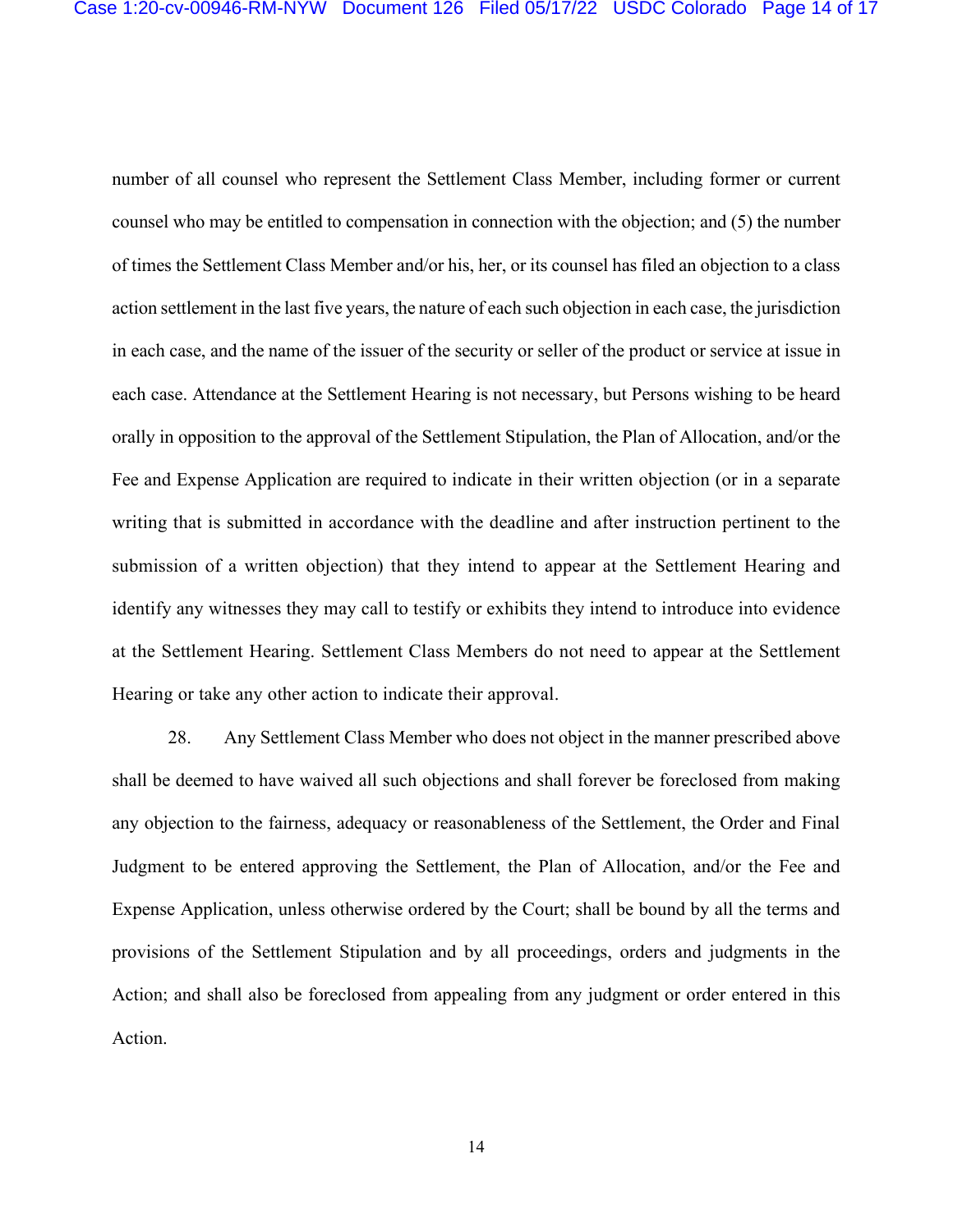number of all counsel who represent the Settlement Class Member, including former or current counsel who may be entitled to compensation in connection with the objection; and (5) the number of times the Settlement Class Member and/or his, her, or its counsel has filed an objection to a class action settlement in the last five years, the nature of each such objection in each case, the jurisdiction in each case, and the name of the issuer of the security or seller of the product or service at issue in each case. Attendance at the Settlement Hearing is not necessary, but Persons wishing to be heard orally in opposition to the approval of the Settlement Stipulation, the Plan of Allocation, and/or the Fee and Expense Application are required to indicate in their written objection (or in a separate writing that is submitted in accordance with the deadline and after instruction pertinent to the submission of a written objection) that they intend to appear at the Settlement Hearing and identify any witnesses they may call to testify or exhibits they intend to introduce into evidence at the Settlement Hearing. Settlement Class Members do not need to appear at the Settlement Hearing or take any other action to indicate their approval.

28. Any Settlement Class Member who does not object in the manner prescribed above shall be deemed to have waived all such objections and shall forever be foreclosed from making any objection to the fairness, adequacy or reasonableness of the Settlement, the Order and Final Judgment to be entered approving the Settlement, the Plan of Allocation, and/or the Fee and Expense Application, unless otherwise ordered by the Court; shall be bound by all the terms and provisions of the Settlement Stipulation and by all proceedings, orders and judgments in the Action; and shall also be foreclosed from appealing from any judgment or order entered in this Action.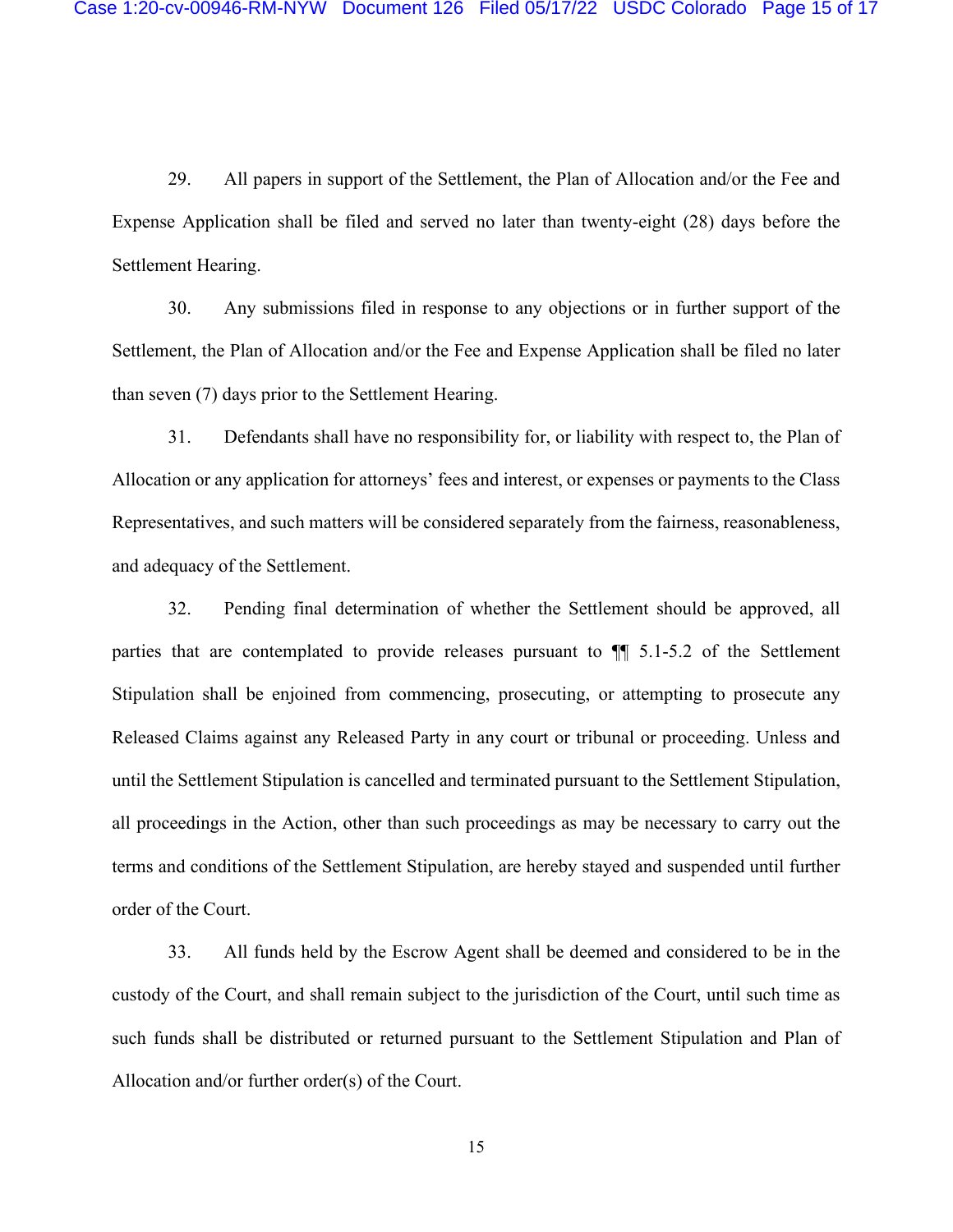29. All papers in support of the Settlement, the Plan of Allocation and/or the Fee and Expense Application shall be filed and served no later than twenty-eight (28) days before the Settlement Hearing.

30. Any submissions filed in response to any objections or in further support of the Settlement, the Plan of Allocation and/or the Fee and Expense Application shall be filed no later than seven (7) days prior to the Settlement Hearing.

31. Defendants shall have no responsibility for, or liability with respect to, the Plan of Allocation or any application for attorneys' fees and interest, or expenses or payments to the Class Representatives, and such matters will be considered separately from the fairness, reasonableness, and adequacy of the Settlement.

32. Pending final determination of whether the Settlement should be approved, all parties that are contemplated to provide releases pursuant to ¶¶ 5.1-5.2 of the Settlement Stipulation shall be enjoined from commencing, prosecuting, or attempting to prosecute any Released Claims against any Released Party in any court or tribunal or proceeding. Unless and until the Settlement Stipulation is cancelled and terminated pursuant to the Settlement Stipulation, all proceedings in the Action, other than such proceedings as may be necessary to carry out the terms and conditions of the Settlement Stipulation, are hereby stayed and suspended until further order of the Court.

33. All funds held by the Escrow Agent shall be deemed and considered to be in the custody of the Court, and shall remain subject to the jurisdiction of the Court, until such time as such funds shall be distributed or returned pursuant to the Settlement Stipulation and Plan of Allocation and/or further order(s) of the Court.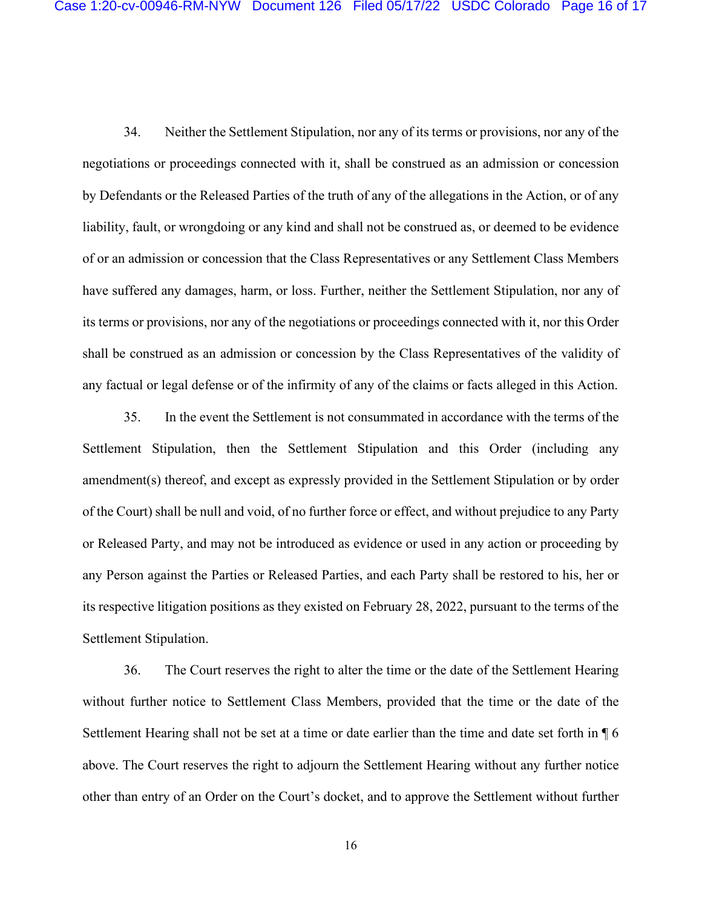34. Neither the Settlement Stipulation, nor any of its terms or provisions, nor any of the negotiations or proceedings connected with it, shall be construed as an admission or concession by Defendants or the Released Parties of the truth of any of the allegations in the Action, or of any liability, fault, or wrongdoing or any kind and shall not be construed as, or deemed to be evidence of or an admission or concession that the Class Representatives or any Settlement Class Members have suffered any damages, harm, or loss. Further, neither the Settlement Stipulation, nor any of its terms or provisions, nor any of the negotiations or proceedings connected with it, nor this Order shall be construed as an admission or concession by the Class Representatives of the validity of any factual or legal defense or of the infirmity of any of the claims or facts alleged in this Action.

35. In the event the Settlement is not consummated in accordance with the terms of the Settlement Stipulation, then the Settlement Stipulation and this Order (including any amendment(s) thereof, and except as expressly provided in the Settlement Stipulation or by order of the Court) shall be null and void, of no further force or effect, and without prejudice to any Party or Released Party, and may not be introduced as evidence or used in any action or proceeding by any Person against the Parties or Released Parties, and each Party shall be restored to his, her or its respective litigation positions as they existed on February 28, 2022, pursuant to the terms of the Settlement Stipulation.

36. The Court reserves the right to alter the time or the date of the Settlement Hearing without further notice to Settlement Class Members, provided that the time or the date of the Settlement Hearing shall not be set at a time or date earlier than the time and date set forth in ¶ 6 above. The Court reserves the right to adjourn the Settlement Hearing without any further notice other than entry of an Order on the Court's docket, and to approve the Settlement without further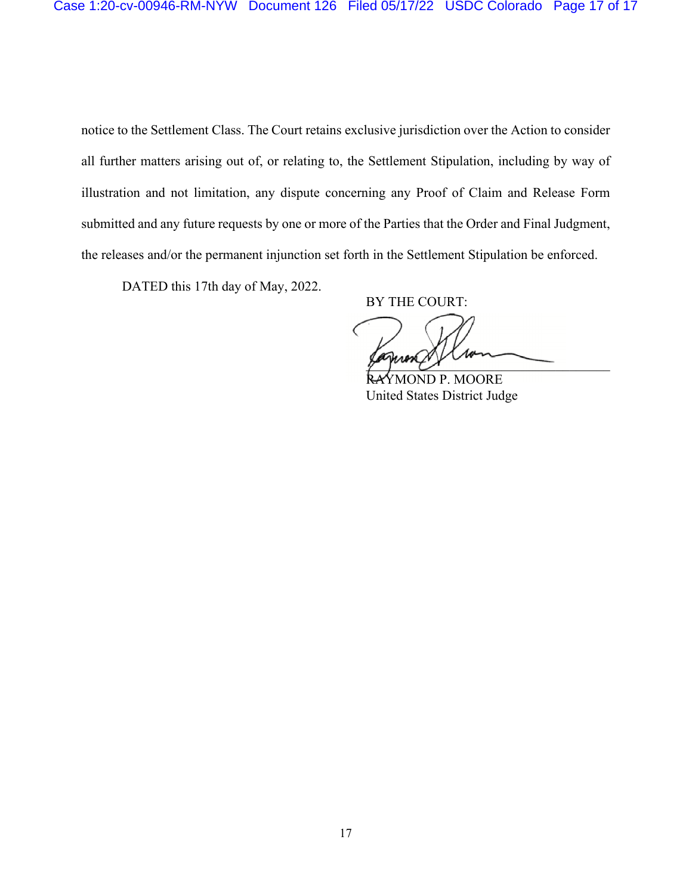notice to the Settlement Class. The Court retains exclusive jurisdiction over the Action to consider all further matters arising out of, or relating to, the Settlement Stipulation, including by way of illustration and not limitation, any dispute concerning any Proof of Claim and Release Form submitted and any future requests by one or more of the Parties that the Order and Final Judgment, the releases and/or the permanent injunction set forth in the Settlement Stipulation be enforced.

DATED this 17th day of May, 2022.

BY THE COURT:

RAYMOND P. MOORE  
United States District Judge